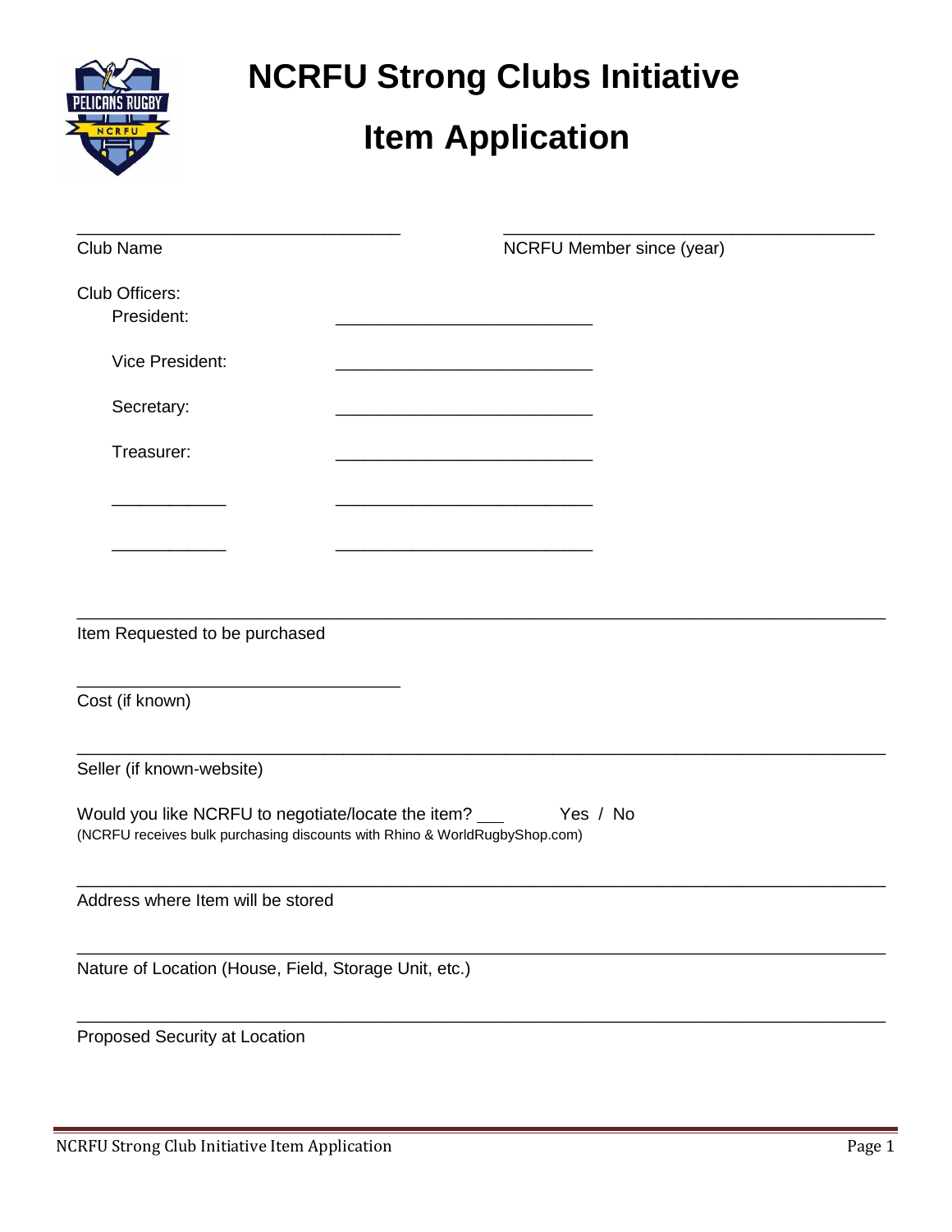# NCRFU Strong Clubs Initiative

# Item Application

___________________________________ ________________________________________

Club Name NCRFU Member since (year)

Club Officers:

President: ____________________________

Vice President: ____________________________

Secretary: ____________________________

Treasurer: ____________________________

____________ ____________________________

____________ ____________________________

_____________________________________________________________________________________

Item Requested to be purchased

___________________________________

Cost (if known)

_____________________________________________________________________________________

Seller (if known-website)

Would you like NCRFU to negotiate/locate the item? ___ Yes / No

(NCRFU receives bulk purchasing discounts with Rhino & WorldRugbyShop.com)

_____________________________________________________________________________________

Address where Item will be stored

_____________________________________________________________________________________

Nature of Location (House, Field, Storage Unit, etc.)

_____________________________________________________________________________________

Proposed Security at Location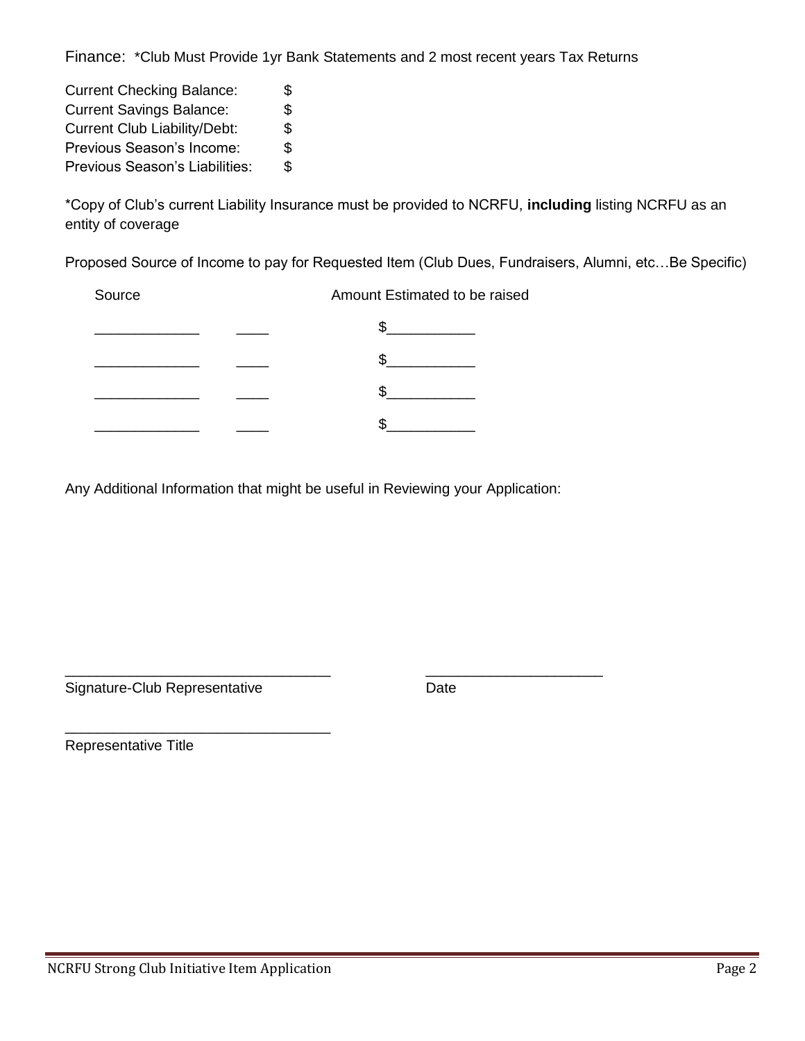Finance: *Club Must Provide 1yr Bank Statements and 2 most recent years Tax Returns

| | |
|---|---|
| Current Checking Balance: | $ |
| Current Savings Balance: | $ |
| Current Club Liability/Debt: | $ |
| Previous Season's Income: | $ |
| Previous Season's Liabilities: | $ |

*Copy of Club's current Liability Insurance must be provided to NCRFU, **including** listing NCRFU as an entity of coverage

Proposed Source of Income to pay for Requested Item (Club Dues, Fundraisers, Alumni, etc…Be Specific)

| Source | | Amount Estimated to be raised |
|---|---|---|
| _____________ | ____ | $___________ |
| _____________ | ____ | $___________ |
| _____________ | ____ | $___________ |
| _____________ | ____ | $___________ |

Any Additional Information that might be useful in Reviewing your Application:

_________________________________ &nbsp;&nbsp;&nbsp;&nbsp;&nbsp;&nbsp; ______________________

Signature-Club Representative &nbsp;&nbsp;&nbsp;&nbsp;&nbsp;&nbsp; Date

_________________________________

Representative Title